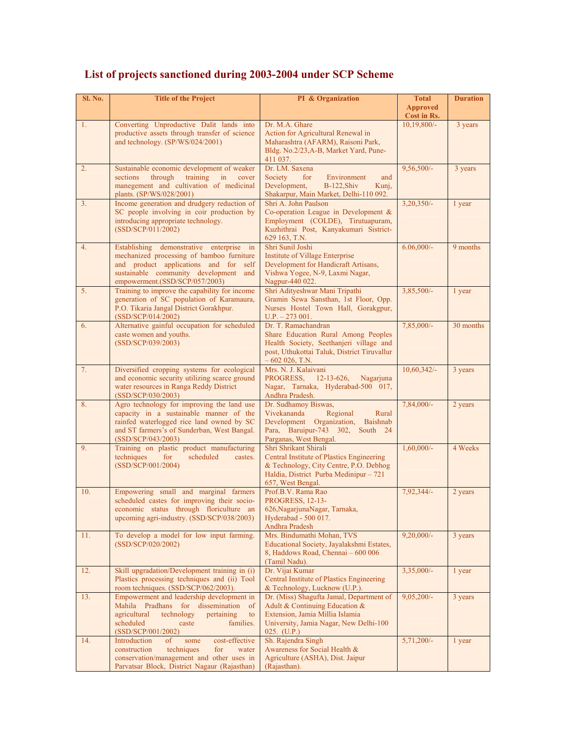# List of projects sanctioned during 2003-2004 under SCP Scheme

| Sl. No. | Title of the Project | PI & Organization | Total Approved Cost in Rs. | Duration |
|---|---|---|---|---|
| 1. | Converting Unproductive Dalit lands into productive assets through transfer of science and technology. (SP/WS/024/2001) | Dr. M.A. Ghare Action for Agricultural Renewal in Maharashtra (AFARM), Raisoni Park, Bldg. No.2/23,A-B, Market Yard, Pune-411 037. | 10,19,800/- | 3 years |
| 2. | Sustainable economic development of weaker sections through training in cover manegement and cultivation of medicinal plants. (SP/WS/028/2001) | Dr. LM. Saxena Society for Environment and Development, B-122,Shiv Kunj, Shakarpur, Main Market, Delhi-110 092. | 9,56,500/- | 3 years |
| 3. | Income generation and drudgery reduction of SC people involving in coir production by introducing appropriate technology. (SSD/SCP/011/2002) | Shri A. John Paulson Co-operation League in Development & Employment (COLDE), Tirutuapuram, Kuzhithrai Post, Kanyakumari Sistrict-629 163, T.N. | 3,20,350/- | 1 year |
| 4. | Establishing demonstrative enterprise in mechanized processing of bamboo furniture and product applications and for self sustainable community development and empowerment.(SSD/SCP/057/2003) | Shri Sunil Joshi Institute of Village Enterprise Development for Handicraft Artisans, Vishwa Yogee, N-9, Laxmi Nagar, Nagpur-440 022. | 6.06,000/- | 9 months |
| 5. | Training to improve the capability for income generation of SC population of Karamaura, P.O. Tikaria Jangal District Gorakhpur. (SSD/SCP/014/2002) | Shri Adityeshwar Mani Tripathi Gramin Sewa Sansthan, 1st Floor, Opp. Nurses Hostel Town Hall, Gorakgpur, U.P. – 273 001. | 3,85,500/- | 1 year |
| 6. | Alternative gainful occupation for scheduled caste women and youths. (SSD/SCP/039/2003) | Dr. T. Ramachandran Share Education Rural Among Peoples Health Society, Seethanjeri village and post, Uthukottai Taluk, District Tiruvallur – 602 026, T.N. | 7,85,000/- | 30 months |
| 7. | Diversified cropping systems for ecological and economic security utilizing scarce ground water resources in Ranga Reddy District (SSD/SCP/030/2003) | Mrs. N. J. Kalaivani PROGRESS, 12-13-626, Nagarjuna Nagar, Tarnaka, Hyderabad-500 017, Andhra Pradesh. | 10,60,342/- | 3 years |
| 8. | Agro technology for improving the land use capacity in a sustainable manner of the rainfed waterlogged rice land owned by SC and ST farmers's of Sunderban, West Bengal. (SSD/SCP/043/2003) | Dr. Sudhamoy Biswas, Vivekananda Regional Rural Development Organization, Baishnab Para, Baruipur-743 302, South 24 Parganas, West Bengal. | 7,84,000/- | 2 years |
| 9. | Training on plastic product manufacturing techniques for scheduled castes. (SSD/SCP/001/2004) | Shri Shrikant Shirali Central Institute of Plastics Engineering & Technology, City Centre, P.O. Debhog Haldia, District Purba Medinipur – 721 657, West Bengal. | 1,60,000/- | 4 Weeks |
| 10. | Empowering small and marginal farmers scheduled castes for improving their socio-economic status through floriculture an upcoming agri-industry. (SSD/SCP/038/2003) | Prof.B.V. Rama Rao PROGRESS, 12-13-626,NagarjunaNagar, Tarnaka, Hyderabad - 500 017. Andhra Pradesh | 7,92,344/- | 2 years |
| 11. | To develop a model for low input farming. (SSD/SCP/020/2002) | Mrs. Bindumathi Mohan, TVS Educational Society, Jayalakshmi Estates, 8, Haddows Road, Chennai – 600 006 (Tamil Nadu). | 9,20,000/- | 3 years |
| 12. | Skill upgradation/Development training in (i) Plastics processing techniques and (ii) Tool room techniques. (SSD/SCP/062/2003). | Dr. Vijai Kumar Central Institute of Plastics Engineering & Technology, Lucknow (U.P.). | 3,35,000/- | 1 year |
| 13. | Empowerment and leadership development in Mahila Pradhans for dissemination of agricultural technology pertaining to scheduled caste families. (SSD/SCP/001/2002) | Dr. (Miss) Shagufta Jamal, Department of Adult & Continuing Education & Extension, Jamia Millia Islamia University, Jamia Nagar, New Delhi-100 025. (U.P.) | 9,05,200/- | 3 years |
| 14. | Introduction of some cost-effective construction techniques for water conservation/management and other uses in Parvatsar Block, District Nagaur (Rajasthan) | Sh. Rajendra Singh Awareness for Social Health & Agriculture (ASHA), Dist. Jaipur (Rajasthan). | 5,71,200/- | 1 year |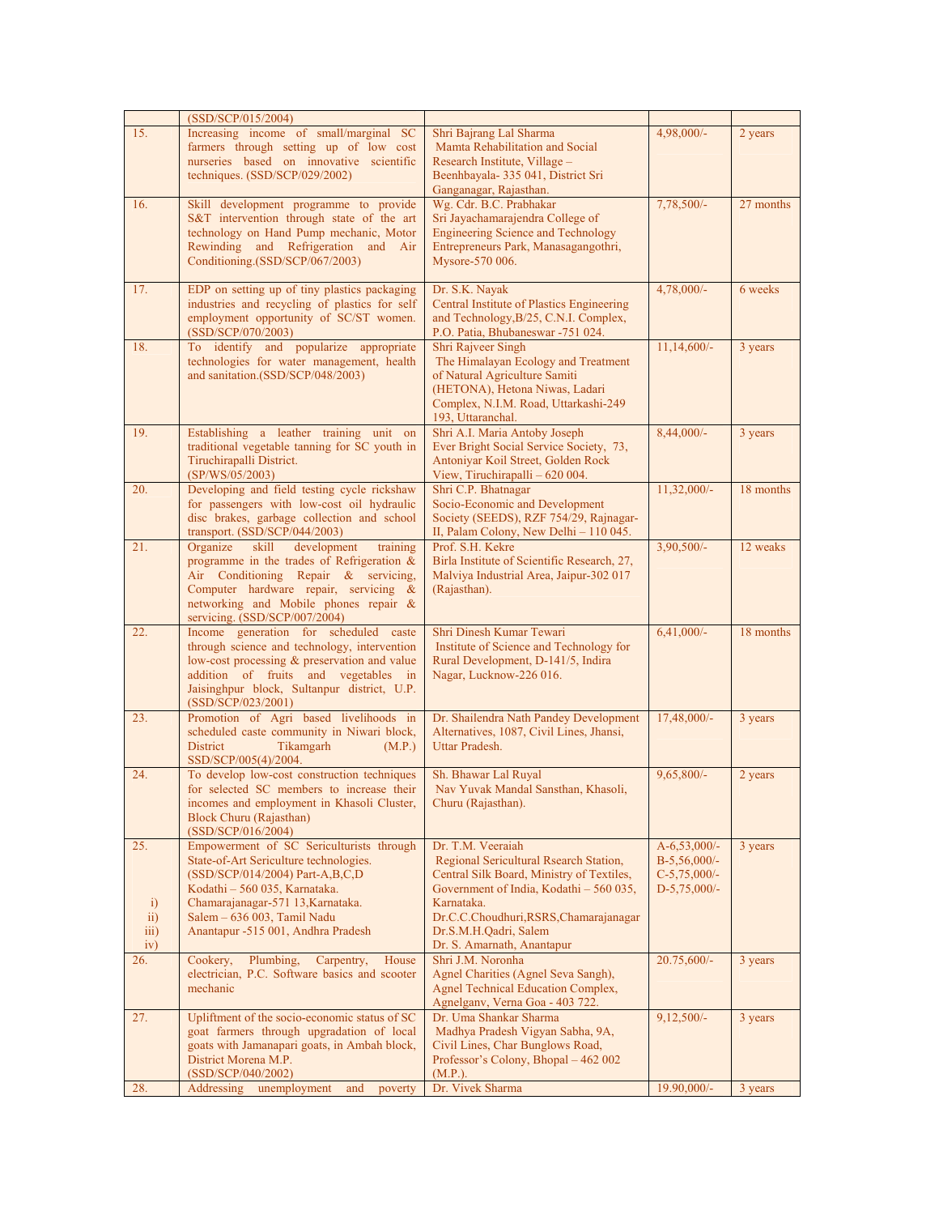| | | | | |
|---|---|---|---|---|
| | (SSD/SCP/015/2004) | | | |
| 15. | Increasing income of small/marginal SC farmers through setting up of low cost nurseries based on innovative scientific techniques. (SSD/SCP/029/2002) | Shri Bajrang Lal Sharma Mamta Rehabilitation and Social Research Institute, Village – Beenhbayala- 335 041, District Sri Ganganagar, Rajasthan. | 4,98,000/- | 2 years |
| 16. | Skill development programme to provide S&T intervention through state of the art technology on Hand Pump mechanic, Motor Rewinding and Refrigeration and Air Conditioning.(SSD/SCP/067/2003) | Wg. Cdr. B.C. Prabhakar Sri Jayachamarajendra College of Engineering Science and Technology Entrepreneurs Park, Manasagangothri, Mysore-570 006. | 7,78,500/- | 27 months |
| 17. | EDP on setting up of tiny plastics packaging industries and recycling of plastics for self employment opportunity of SC/ST women. (SSD/SCP/070/2003) | Dr. S.K. Nayak Central Institute of Plastics Engineering and Technology,B/25, C.N.I. Complex, P.O. Patia, Bhubaneswar -751 024. | 4,78,000/- | 6 weeks |
| 18. | To identify and popularize appropriate technologies for water management, health and sanitation.(SSD/SCP/048/2003) | Shri Rajveer Singh The Himalayan Ecology and Treatment of Natural Agriculture Samiti (HETONA), Hetona Niwas, Ladari Complex, N.I.M. Road, Uttarkashi-249 193, Uttaranchal. | 11,14,600/- | 3 years |
| 19. | Establishing a leather training unit on traditional vegetable tanning for SC youth in Tiruchirapalli District. (SP/WS/05/2003) | Shri A.I. Maria Antoby Joseph Ever Bright Social Service Society, 73, Antoniyar Koil Street, Golden Rock View, Tiruchirapalli – 620 004. | 8,44,000/- | 3 years |
| 20. | Developing and field testing cycle rickshaw for passengers with low-cost oil hydraulic disc brakes, garbage collection and school transport. (SSD/SCP/044/2003) | Shri C.P. Bhatnagar Socio-Economic and Development Society (SEEDS), RZF 754/29, Rajnagar-II, Palam Colony, New Delhi – 110 045. | 11,32,000/- | 18 months |
| 21. | Organize skill development training programme in the trades of Refrigeration & Air Conditioning Repair & servicing, Computer hardware repair, servicing & networking and Mobile phones repair & servicing. (SSD/SCP/007/2004) | Prof. S.H. Kekre Birla Institute of Scientific Research, 27, Malviya Industrial Area, Jaipur-302 017 (Rajasthan). | 3,90,500/- | 12 weaks |
| 22. | Income generation for scheduled caste through science and technology, intervention low-cost processing & preservation and value addition of fruits and vegetables in Jaisinghpur block, Sultanpur district, U.P. (SSD/SCP/023/2001) | Shri Dinesh Kumar Tewari Institute of Science and Technology for Rural Development, D-141/5, Indira Nagar, Lucknow-226 016. | 6,41,000/- | 18 months |
| 23. | Promotion of Agri based livelihoods in scheduled caste community in Niwari block, District Tikamgarh (M.P.) SSD/SCP/005(4)/2004. | Dr. Shailendra Nath Pandey Development Alternatives, 1087, Civil Lines, Jhansi, Uttar Pradesh. | 17,48,000/- | 3 years |
| 24. | To develop low-cost construction techniques for selected SC members to increase their incomes and employment in Khasoli Cluster, Block Churu (Rajasthan) (SSD/SCP/016/2004) | Sh. Bhawar Lal Ruyal Nav Yuvak Mandal Sansthan, Khasoli, Churu (Rajasthan). | 9,65,800/- | 2 years |
| 25.<br><br><br>i)<br>ii)<br>iii)<br>iv) | Empowerment of SC Sericulturists through State-of-Art Sericulture technologies. (SSD/SCP/014/2004) Part-A,B,C,D<br>Kodathi – 560 035, Karnataka.<br>Chamarajanagar-571 13,Karnataka.<br>Salem – 636 003, Tamil Nadu<br>Anantapur -515 001, Andhra Pradesh | Dr. T.M. Veeraiah Regional Sericultural Rsearch Station, Central Silk Board, Ministry of Textiles, Government of India, Kodathi – 560 035, Karnataka.<br>Dr.C.C.Choudhuri,RSRS,Chamarajanagar<br>Dr.S.M.H.Qadri, Salem<br>Dr. S. Amarnath, Anantapur | A-6,53,000/-<br>B-5,56,000/-<br>C-5,75,000/-<br>D-5,75,000/- | 3 years |
| 26. | Cookery, Plumbing, Carpentry, House electrician, P.C. Software basics and scooter mechanic | Shri J.M. Noronha Agnel Charities (Agnel Seva Sangh), Agnel Technical Education Complex, Agnelganv, Verna Goa - 403 722. | 20.75,600/- | 3 years |
| 27. | Upliftment of the socio-economic status of SC goat farmers through upgradation of local goats with Jamanapari goats, in Ambah block, District Morena M.P. (SSD/SCP/040/2002) | Dr. Uma Shankar Sharma Madhya Pradesh Vigyan Sabha, 9A, Civil Lines, Char Bunglows Road, Professor's Colony, Bhopal – 462 002 (M.P.). | 9,12,500/- | 3 years |
| 28. | Addressing unemployment and poverty | Dr. Vivek Sharma | 19.90,000/- | 3 years |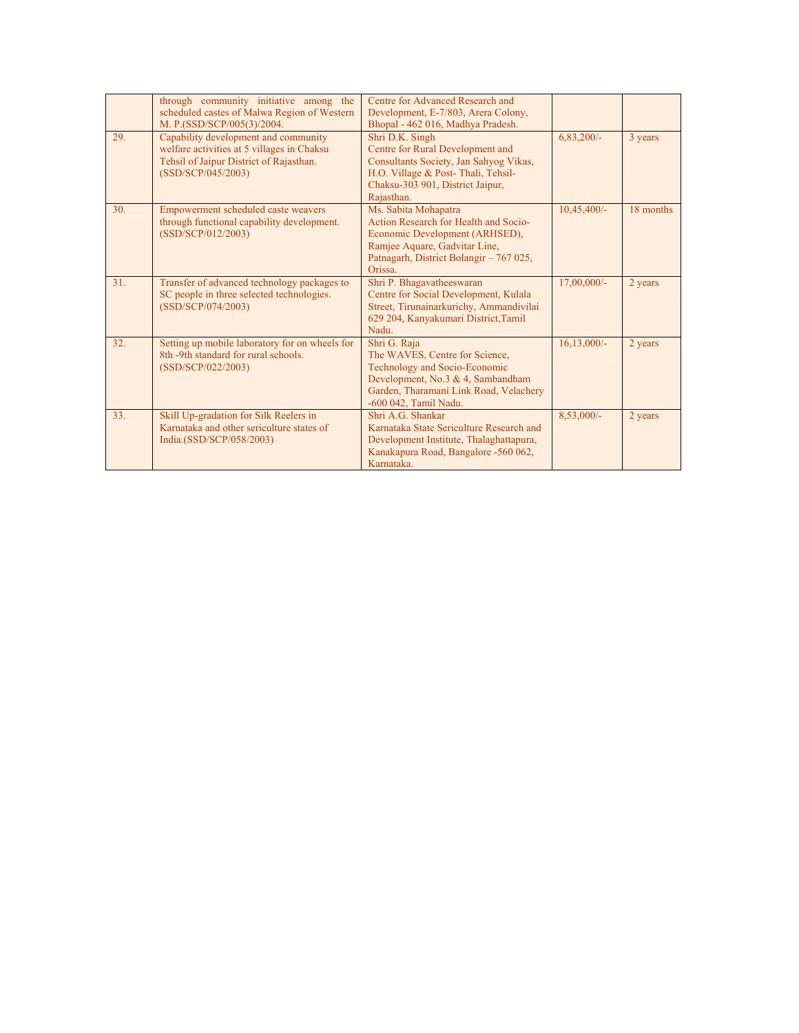| | | | | |
|---|---|---|---|---|
| | through community initiative among the scheduled castes of Malwa Region of Western M. P.(SSD/SCP/005(3)/2004. | Centre for Advanced Research and Development, E-7/803, Arera Colony, Bhopal - 462 016, Madhya Pradesh. | | |
| 29. | Capability development and community welfare activities at 5 villages in Chaksu Tehsil of Jaipur District of Rajasthan. (SSD/SCP/045/2003) | Shri D.K. Singh Centre for Rural Development and Consultants Society, Jan Sahyog Vikas, H.O. Village & Post- Thali, Tehsil-Chaksu-303 901, District Jaipur, Rajasthan. | 6,83,200/- | 3 years |
| 30. | Empowerment scheduled caste weavers through functional capability development. (SSD/SCP/012/2003) | Ms. Sabita Mohapatra Action Research for Health and Socio-Economic Development (ARHSED), Ramjee Aquare, Gadvitar Line, Patnagarh, District Bolangir – 767 025, Orissa. | 10,45,400/- | 18 months |
| 31. | Transfer of advanced technology packages to SC people in three selected technologies. (SSD/SCP/074/2003) | Shri P. Bhagavatheeswaran Centre for Social Development, Kulala Street, Tirunainarkurichy, Ammandivilai 629 204, Kanyakumari District,Tamil Nadu. | 17,00,000/- | 2 years |
| 32. | Setting up mobile laboratory for on wheels for 8th -9th standard for rural schools. (SSD/SCP/022/2003) | Shri G. Raja The WAVES, Centre for Science, Technology and Socio-Economic Development, No.3 & 4, Sambandham Garden, Tharamani Link Road, Velachery -600 042, Tamil Nadu. | 16,13,000/- | 2 years |
| 33. | Skill Up-gradation for Silk Reelers in Karnataka and other sericulture states of India.(SSD/SCP/058/2003) | Shri A.G. Shankar Karnataka State Sericulture Research and Development Institute, Thalaghattapura, Kanakapura Road, Bangalore -560 062, Karnataka. | 8,53,000/- | 2 years |